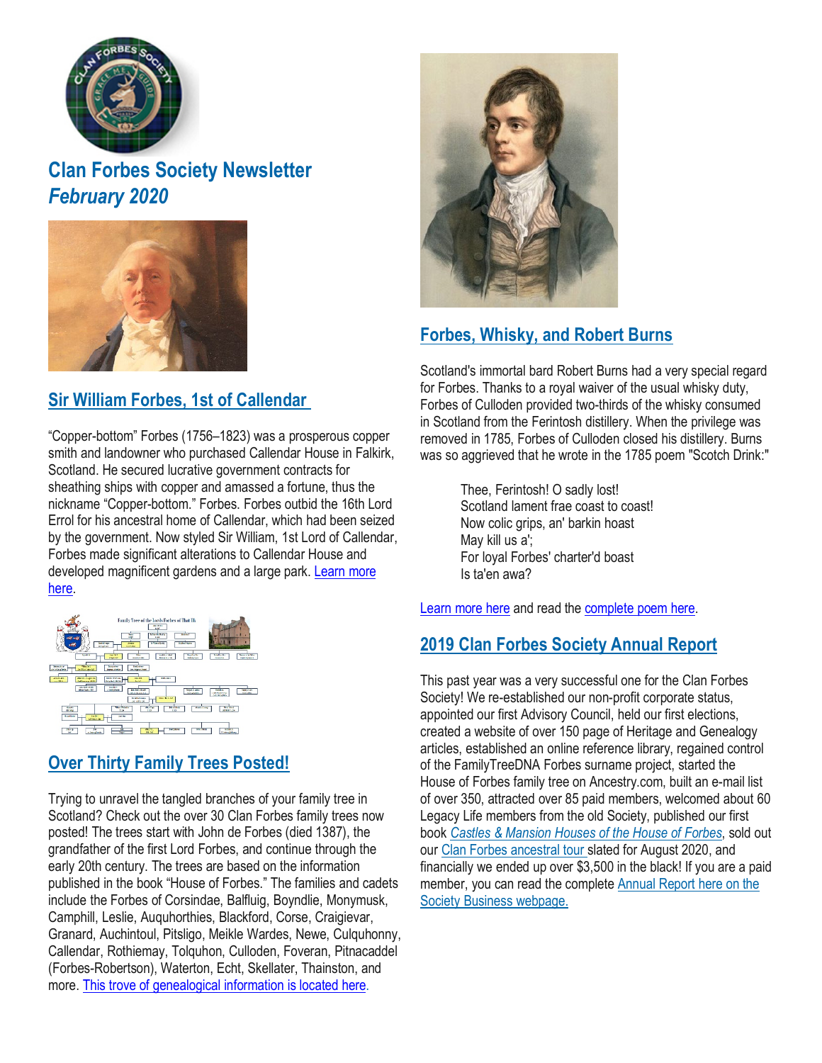# Clan Forbes Society Newsletter
## *February 2020*

## Sir William Forbes, 1st of Callendar

“Copper-bottom” Forbes (1756–1823) was a prosperous copper smith and landowner who purchased Callendar House in Falkirk, Scotland. He secured lucrative government contracts for sheathing ships with copper and amassed a fortune, thus the nickname “Copper-bottom.” Forbes. Forbes outbid the 16th Lord Errol for his ancestral home of Callendar, which had been seized by the government. Now styled Sir William, 1st Lord of Callendar, Forbes made significant alterations to Callendar House and developed magnificent gardens and a large park. Learn more here.

## Over Thirty Family Trees Posted!

Trying to unravel the tangled branches of your family tree in Scotland? Check out the over 30 Clan Forbes family trees now posted! The trees start with John de Forbes (died 1387), the grandfather of the first Lord Forbes, and continue through the early 20th century. The trees are based on the information published in the book “House of Forbes.” The families and cadets include the Forbes of Corsindae, Balfluig, Boyndlie, Monymusk, Camphill, Leslie, Auquhorthies, Blackford, Corse, Craigievar, Granard, Auchintoul, Pitsligo, Meikle Wardes, Newe, Culquhonny, Callendar, Rothiemay, Tolquhon, Culloden, Foveran, Pitnacaddel (Forbes-Robertson), Waterton, Echt, Skellater, Thainston, and more. This trove of genealogical information is located here.

## Forbes, Whisky, and Robert Burns

Scotland's immortal bard Robert Burns had a very special regard for Forbes. Thanks to a royal waiver of the usual whisky duty, Forbes of Culloden provided two-thirds of the whisky consumed in Scotland from the Ferintosh distillery. When the privilege was removed in 1785, Forbes of Culloden closed his distillery. Burns was so aggrieved that he wrote in the 1785 poem "Scotch Drink:"

> Thee, Ferintosh! O sadly lost!
> Scotland lament frae coast to coast!
> Now colic grips, an' barkin hoast
> May kill us a';
> For loyal Forbes' charter'd boast
> Is ta'en awa?

Learn more here and read the complete poem here.

## 2019 Clan Forbes Society Annual Report

This past year was a very successful one for the Clan Forbes Society! We re-established our non-profit corporate status, appointed our first Advisory Council, held our first elections, created a website of over 150 page of Heritage and Genealogy articles, established an online reference library, regained control of the FamilyTreeDNA Forbes surname project, started the House of Forbes family tree on Ancestry.com, built an e-mail list of over 350, attracted over 85 paid members, welcomed about 60 Legacy Life members from the old Society, published our first book *Castles & Mansion Houses of the House of Forbes*, sold out our Clan Forbes ancestral tour slated for August 2020, and financially we ended up over $3,500 in the black! If you are a paid member, you can read the complete Annual Report here on the Society Business webpage.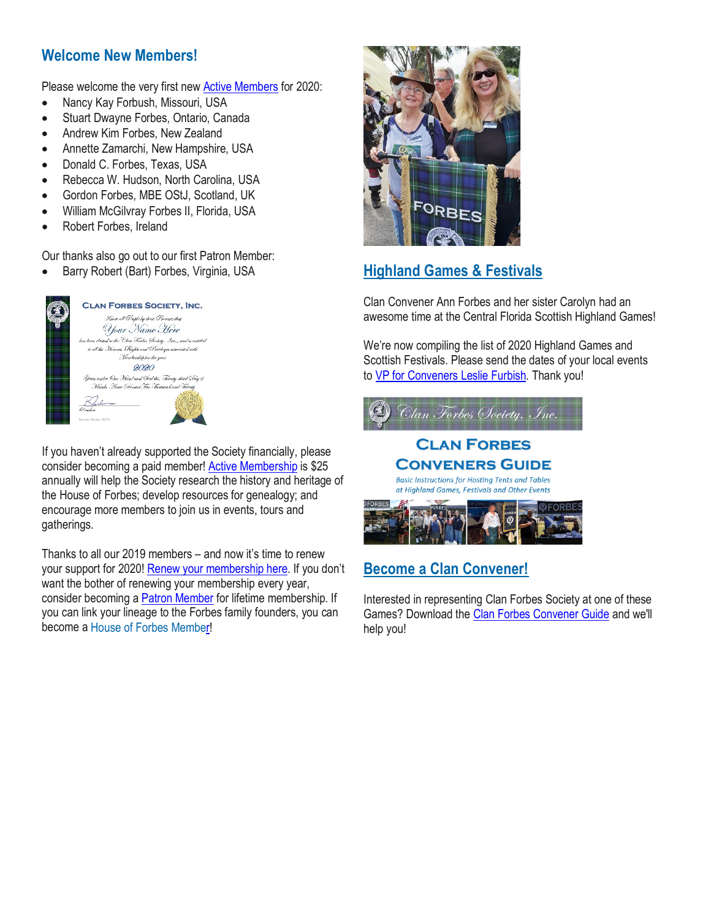## Welcome New Members!

Please welcome the very first new Active Members for 2020:

- Nancy Kay Forbush, Missouri, USA
- Stuart Dwayne Forbes, Ontario, Canada
- Andrew Kim Forbes, New Zealand
- Annette Zamarchi, New Hampshire, USA
- Donald C. Forbes, Texas, USA
- Rebecca W. Hudson, North Carolina, USA
- Gordon Forbes, MBE OStJ, Scotland, UK
- William McGilvray Forbes II, Florida, USA
- Robert Forbes, Ireland

Our thanks also go out to our first Patron Member:

- Barry Robert (Bart) Forbes, Virginia, USA

If you haven't already supported the Society financially, please consider becoming a paid member! Active Membership is $25 annually will help the Society research the history and heritage of the House of Forbes; develop resources for genealogy; and encourage more members to join us in events, tours and gatherings.

Thanks to all our 2019 members – and now it's time to renew your support for 2020! Renew your membership here. If you don't want the bother of renewing your membership every year, consider becoming a Patron Member for lifetime membership. If you can link your lineage to the Forbes family founders, you can become a House of Forbes Member!

## Highland Games & Festivals

Clan Convener Ann Forbes and her sister Carolyn had an awesome time at the Central Florida Scottish Highland Games!

We're now compiling the list of 2020 Highland Games and Scottish Festivals. Please send the dates of your local events to VP for Conveners Leslie Furbish. Thank you!

## Become a Clan Convener!

Interested in representing Clan Forbes Society at one of these Games? Download the Clan Forbes Convener Guide and we'll help you!